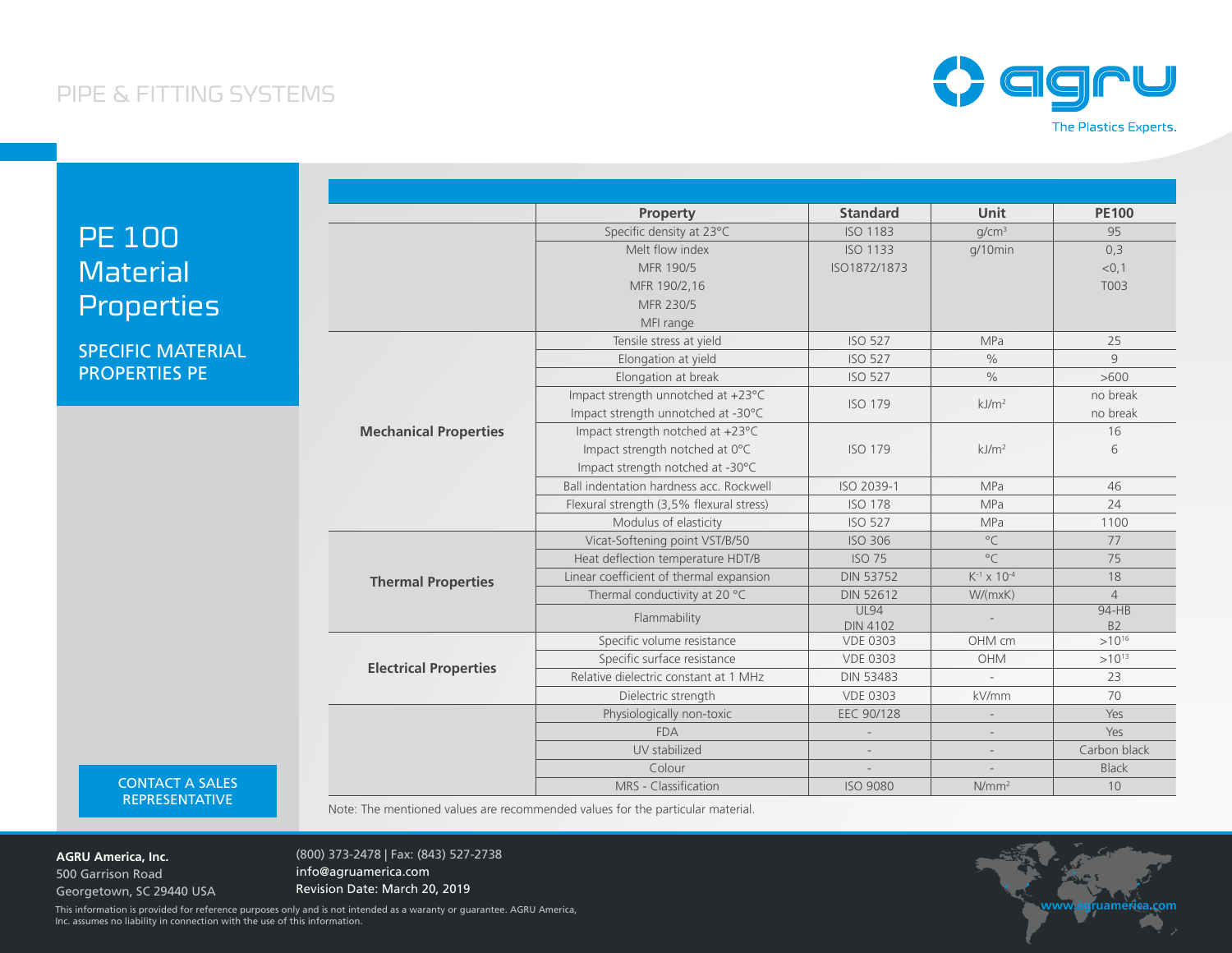PIPE & FITTING SYSTEMS

agru
The Plastics Experts.

# PE 100 Material Properties

## SPECIFIC MATERIAL PROPERTIES PE

| | Property | Standard | Unit | PE100 |
|---|---|---|---|---|
| | Specific density at 23°C | ISO 1183 | g/cm³ | 95 |
| | Melt flow index<br>MFR 190/5<br>MFR 190/2,16<br>MFR 230/5<br>MFI range | ISO 1133<br>ISO1872/1873 | g/10min | 0,3<br><0,1<br>T003 |
| **Mechanical Properties** | Tensile stress at yield | ISO 527 | MPa | 25 |
| | Elongation at yield | ISO 527 | % | 9 |
| | Elongation at break | ISO 527 | % | >600 |
| | Impact strength unnotched at +23°C<br>Impact strength unnotched at -30°C | ISO 179 | kJ/m² | no break<br>no break |
| | Impact strength notched at +23°C<br>Impact strength notched at 0°C<br>Impact strength notched at -30°C | ISO 179 | kJ/m² | 16<br>6 |
| | Ball indentation hardness acc. Rockwell | ISO 2039-1 | MPa | 46 |
| | Flexural strength (3,5% flexural stress) | ISO 178 | MPa | 24 |
| | Modulus of elasticity | ISO 527 | MPa | 1100 |
| **Thermal Properties** | Vicat-Softening point VST/B/50 | ISO 306 | °C | 77 |
| | Heat deflection temperature HDT/B | ISO 75 | °C | 75 |
| | Linear coefficient of thermal expansion | DIN 53752 | $K^{-1} \times 10^{-4}$ | 18 |
| | Thermal conductivity at 20 °C | DIN 52612 | W/(mxK) | 4 |
| | Flammability | UL94<br>DIN 4102 | - | 94-HB<br>B2 |
| **Electrical Properties** | Specific volume resistance | VDE 0303 | OHM cm | $>10^{16}$ |
| | Specific surface resistance | VDE 0303 | OHM | $>10^{13}$ |
| | Relative dielectric constant at 1 MHz | DIN 53483 | - | 23 |
| | Dielectric strength | VDE 0303 | kV/mm | 70 |
| | Physiologically non-toxic | EEC 90/128 | - | Yes |
| | FDA | - | - | Yes |
| | UV stabilized | - | - | Carbon black |
| | Colour | - | - | Black |
| | MRS - Classification | ISO 9080 | N/mm² | 10 |

Note: The mentioned values are recommended values for the particular material.

CONTACT A SALES REPRESENTATIVE

**AGRU America, Inc.**
500 Garrison Road
Georgetown, SC 29440 USA

(800) 373-2478 | Fax: (843) 527-2738
info@agruamerica.com
Revision Date: March 20, 2019

www.agruamerica.com

This information is provided for reference purposes only and is not intended as a waranty or guarantee. AGRU America, Inc. assumes no liability in connection with the use of this information.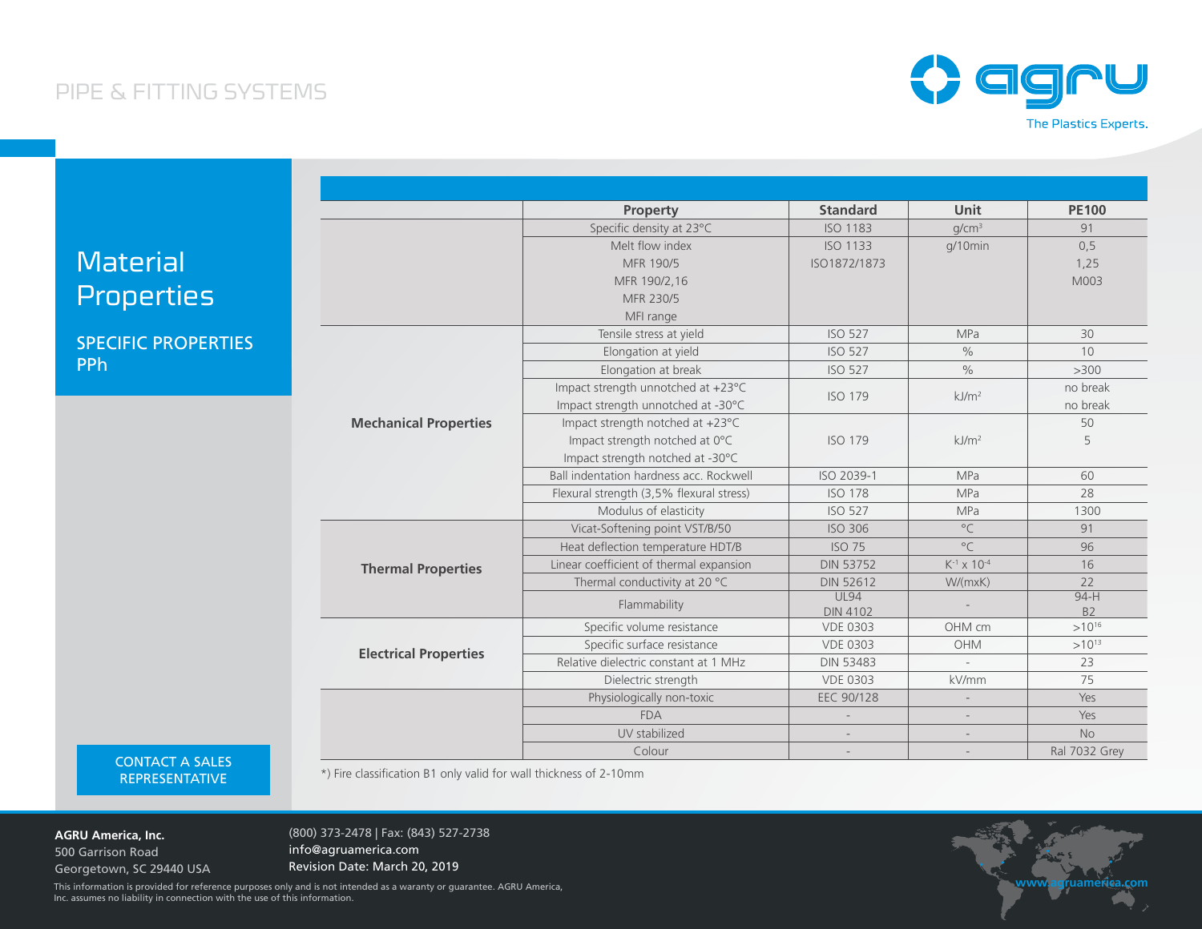PIPE & FITTING SYSTEMS

agru
The Plastics Experts.

# Material Properties

## SPECIFIC PROPERTIES PPh

| | Property | Standard | Unit | PE100 |
|---|---|---|---|---|
| | Specific density at 23°C | ISO 1183 | g/cm³ | 91 |
| | Melt flow index<br>MFR 190/5<br>MFR 190/2,16<br>MFR 230/5<br>MFI range | ISO 1133<br>ISO1872/1873 | g/10min | 0,5<br>1,25<br>M003 |
| **Mechanical Properties** | Tensile stress at yield | ISO 527 | MPa | 30 |
| | Elongation at yield | ISO 527 | % | 10 |
| | Elongation at break | ISO 527 | % | >300 |
| | Impact strength unnotched at +23°C<br>Impact strength unnotched at -30°C | ISO 179 | kJ/m² | no break<br>no break |
| | Impact strength notched at +23°C<br>Impact strength notched at 0°C<br>Impact strength notched at -30°C | ISO 179 | kJ/m² | 50<br>5 |
| | Ball indentation hardness acc. Rockwell | ISO 2039-1 | MPa | 60 |
| | Flexural strength (3,5% flexural stress) | ISO 178 | MPa | 28 |
| | Modulus of elasticity | ISO 527 | MPa | 1300 |
| **Thermal Properties** | Vicat-Softening point VST/B/50 | ISO 306 | °C | 91 |
| | Heat deflection temperature HDT/B | ISO 75 | °C | 96 |
| | Linear coefficient of thermal expansion | DIN 53752 | $K^{-1} \times 10^{-4}$ | 16 |
| | Thermal conductivity at 20 °C | DIN 52612 | W/(mxK) | 22 |
| | Flammability | UL94<br>DIN 4102 | - | 94-H<br>B2 |
| **Electrical Properties** | Specific volume resistance | VDE 0303 | OHM cm | $>10^{16}$ |
| | Specific surface resistance | VDE 0303 | OHM | $>10^{13}$ |
| | Relative dielectric constant at 1 MHz | DIN 53483 | - | 23 |
| | Dielectric strength | VDE 0303 | kV/mm | 75 |
| | Physiologically non-toxic | EEC 90/128 | - | Yes |
| | FDA | - | - | Yes |
| | UV stabilized | - | - | No |
| | Colour | - | - | Ral 7032 Grey |

*) Fire classification B1 only valid for wall thickness of 2-10mm

CONTACT A SALES REPRESENTATIVE

**AGRU America, Inc.**
500 Garrison Road
Georgetown, SC 29440 USA

(800) 373-2478 | Fax: (843) 527-2738
info@agruamerica.com
Revision Date: March 20, 2019

This information is provided for reference purposes only and is not intended as a waranty or guarantee. AGRU America, Inc. assumes no liability in connection with the use of this information.

www.agruamerica.com